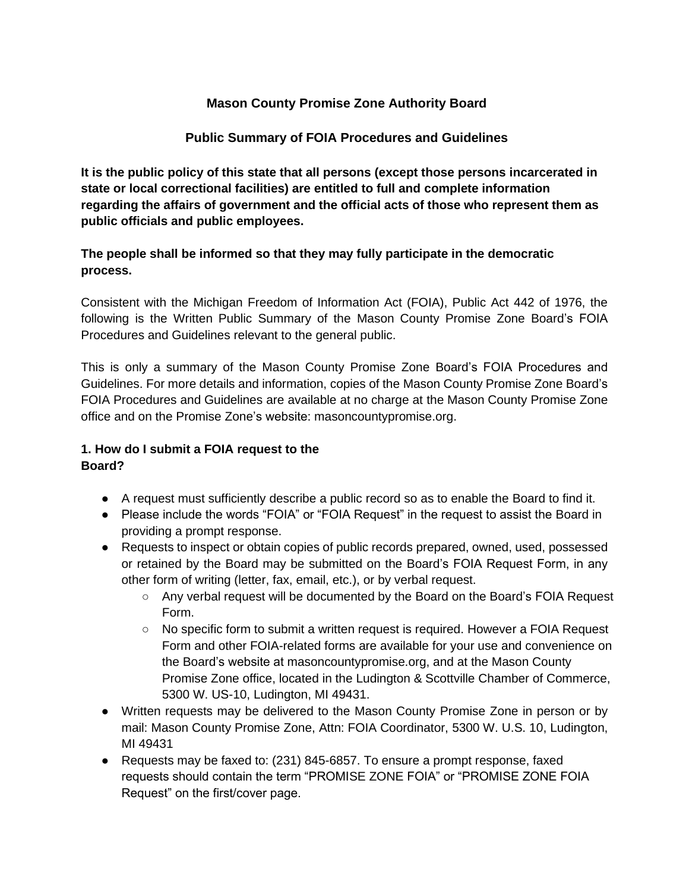# Mason County Promise Zone Authority Board

## Public Summary of FOIA Procedures and Guidelines

**It is the public policy of this state that all persons (except those persons incarcerated in state or local correctional facilities) are entitled to full and complete information regarding the affairs of government and the official acts of those who represent them as public officials and public employees.**

**The people shall be informed so that they may fully participate in the democratic process.**

Consistent with the Michigan Freedom of Information Act (FOIA), Public Act 442 of 1976, the following is the Written Public Summary of the Mason County Promise Zone Board's FOIA Procedures and Guidelines relevant to the general public.

This is only a summary of the Mason County Promise Zone Board's FOIA Procedures and Guidelines. For more details and information, copies of the Mason County Promise Zone Board's FOIA Procedures and Guidelines are available at no charge at the Mason County Promise Zone office and on the Promise Zone's website: masoncountypromise.org.

### 1. How do I submit a FOIA request to the Board?

- A request must sufficiently describe a public record so as to enable the Board to find it.
- Please include the words "FOIA" or "FOIA Request" in the request to assist the Board in providing a prompt response.
- Requests to inspect or obtain copies of public records prepared, owned, used, possessed or retained by the Board may be submitted on the Board's FOIA Request Form, in any other form of writing (letter, fax, email, etc.), or by verbal request.
  - Any verbal request will be documented by the Board on the Board's FOIA Request Form.
  - No specific form to submit a written request is required. However a FOIA Request Form and other FOIA-related forms are available for your use and convenience on the Board's website at masoncountypromise.org, and at the Mason County Promise Zone office, located in the Ludington & Scottville Chamber of Commerce, 5300 W. US-10, Ludington, MI 49431.
- Written requests may be delivered to the Mason County Promise Zone in person or by mail: Mason County Promise Zone, Attn: FOIA Coordinator, 5300 W. U.S. 10, Ludington, MI 49431
- Requests may be faxed to: (231) 845-6857. To ensure a prompt response, faxed requests should contain the term "PROMISE ZONE FOIA" or "PROMISE ZONE FOIA Request" on the first/cover page.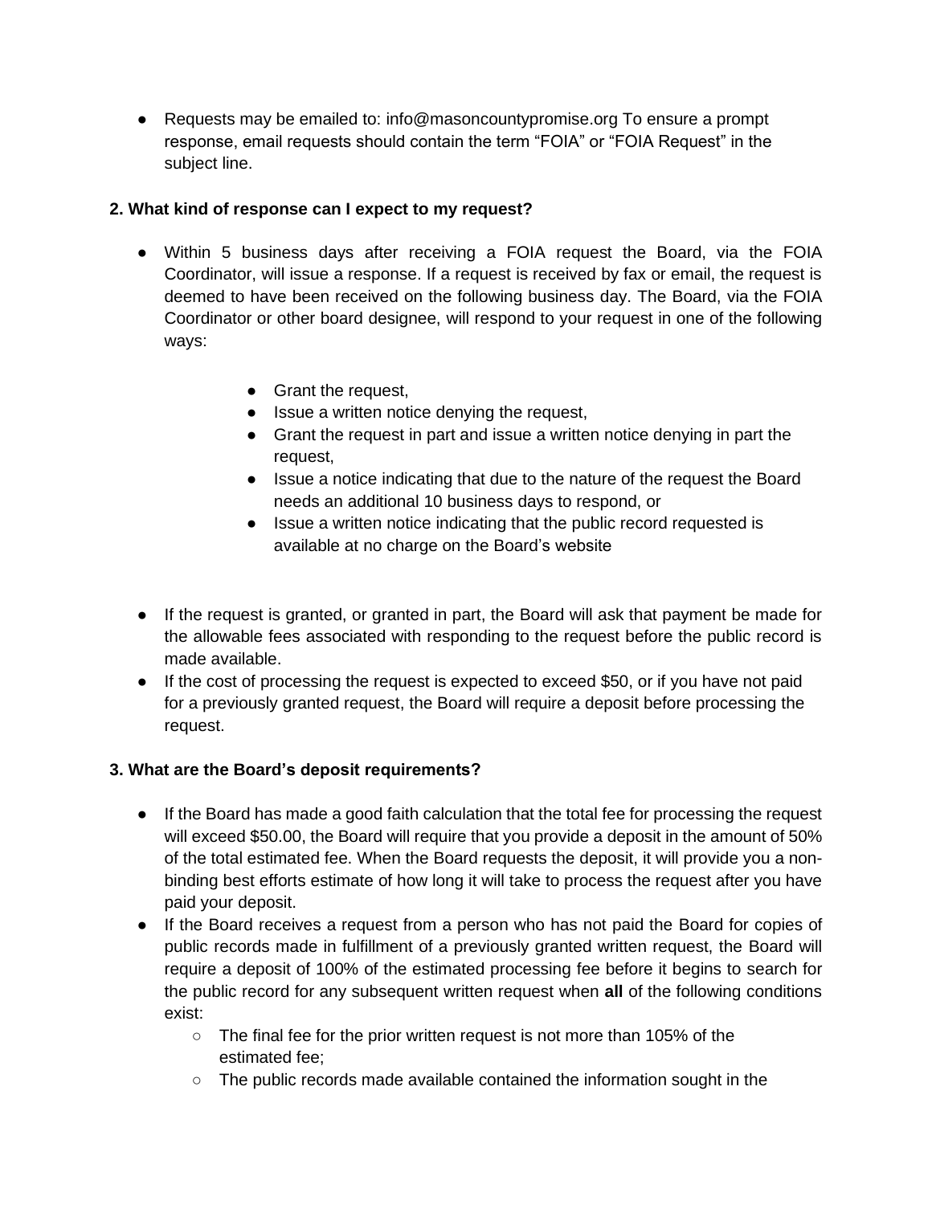- Requests may be emailed to: info@masoncountypromise.org To ensure a prompt response, email requests should contain the term "FOIA" or "FOIA Request" in the subject line.

**2. What kind of response can I expect to my request?**

- Within 5 business days after receiving a FOIA request the Board, via the FOIA Coordinator, will issue a response. If a request is received by fax or email, the request is deemed to have been received on the following business day. The Board, via the FOIA Coordinator or other board designee, will respond to your request in one of the following ways:
    - Grant the request,
    - Issue a written notice denying the request,
    - Grant the request in part and issue a written notice denying in part the request,
    - Issue a notice indicating that due to the nature of the request the Board needs an additional 10 business days to respond, or
    - Issue a written notice indicating that the public record requested is available at no charge on the Board's website

- If the request is granted, or granted in part, the Board will ask that payment be made for the allowable fees associated with responding to the request before the public record is made available.
- If the cost of processing the request is expected to exceed $50, or if you have not paid for a previously granted request, the Board will require a deposit before processing the request.

**3. What are the Board's deposit requirements?**

- If the Board has made a good faith calculation that the total fee for processing the request will exceed $50.00, the Board will require that you provide a deposit in the amount of 50% of the total estimated fee. When the Board requests the deposit, it will provide you a non-binding best efforts estimate of how long it will take to process the request after you have paid your deposit.
- If the Board receives a request from a person who has not paid the Board for copies of public records made in fulfillment of a previously granted written request, the Board will require a deposit of 100% of the estimated processing fee before it begins to search for the public record for any subsequent written request when **all** of the following conditions exist:
    - The final fee for the prior written request is not more than 105% of the estimated fee;
    - The public records made available contained the information sought in the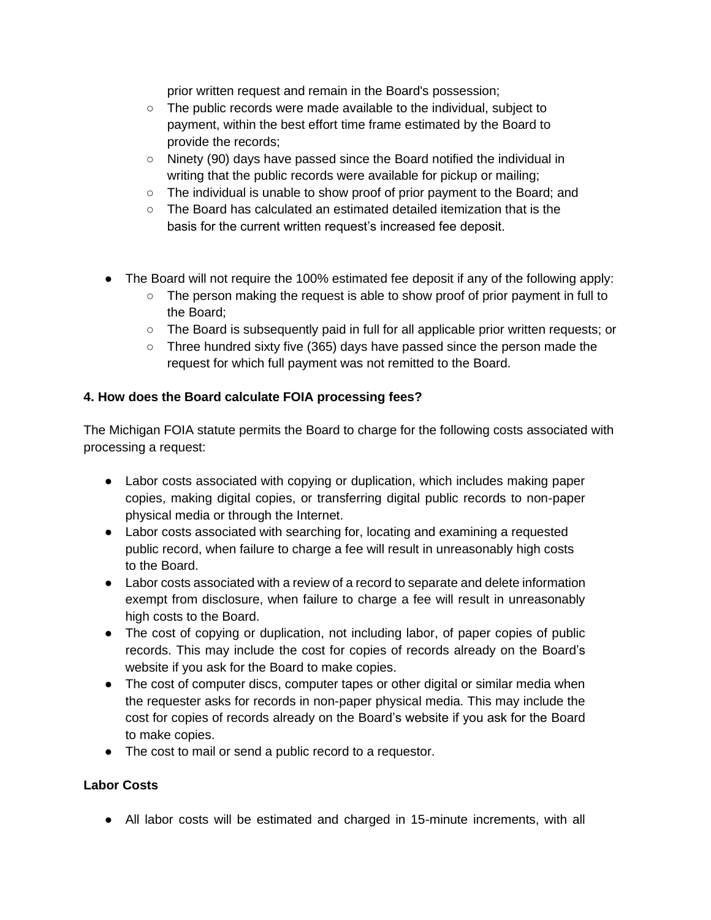- prior written request and remain in the Board's possession;
  - The public records were made available to the individual, subject to payment, within the best effort time frame estimated by the Board to provide the records;
  - Ninety (90) days have passed since the Board notified the individual in writing that the public records were available for pickup or mailing;
  - The individual is unable to show proof of prior payment to the Board; and
  - The Board has calculated an estimated detailed itemization that is the basis for the current written request's increased fee deposit.

- The Board will not require the 100% estimated fee deposit if any of the following apply:
  - The person making the request is able to show proof of prior payment in full to the Board;
  - The Board is subsequently paid in full for all applicable prior written requests; or
  - Three hundred sixty five (365) days have passed since the person made the request for which full payment was not remitted to the Board.

**4. How does the Board calculate FOIA processing fees?**

The Michigan FOIA statute permits the Board to charge for the following costs associated with processing a request:

- Labor costs associated with copying or duplication, which includes making paper copies, making digital copies, or transferring digital public records to non-paper physical media or through the Internet.
- Labor costs associated with searching for, locating and examining a requested public record, when failure to charge a fee will result in unreasonably high costs to the Board.
- Labor costs associated with a review of a record to separate and delete information exempt from disclosure, when failure to charge a fee will result in unreasonably high costs to the Board.
- The cost of copying or duplication, not including labor, of paper copies of public records. This may include the cost for copies of records already on the Board's website if you ask for the Board to make copies.
- The cost of computer discs, computer tapes or other digital or similar media when the requester asks for records in non-paper physical media. This may include the cost for copies of records already on the Board's website if you ask for the Board to make copies.
- The cost to mail or send a public record to a requestor.

**Labor Costs**

- All labor costs will be estimated and charged in 15-minute increments, with all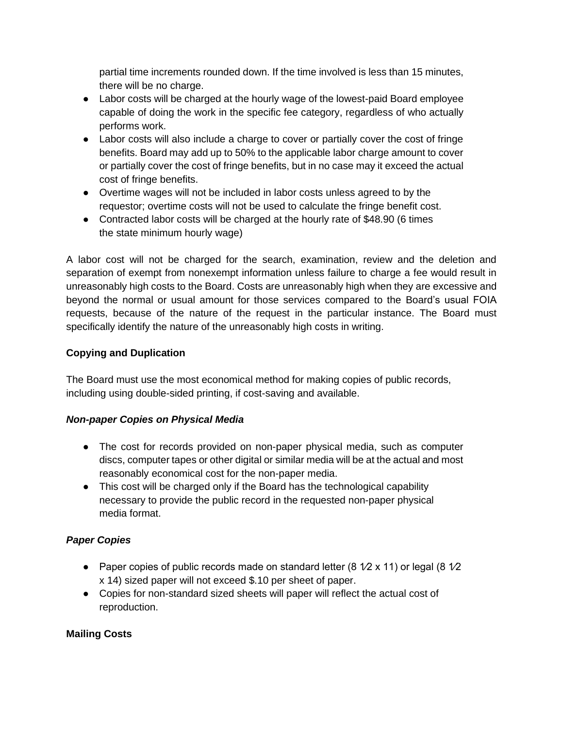partial time increments rounded down. If the time involved is less than 15 minutes, there will be no charge.

- Labor costs will be charged at the hourly wage of the lowest-paid Board employee capable of doing the work in the specific fee category, regardless of who actually performs work.
- Labor costs will also include a charge to cover or partially cover the cost of fringe benefits. Board may add up to 50% to the applicable labor charge amount to cover or partially cover the cost of fringe benefits, but in no case may it exceed the actual cost of fringe benefits.
- Overtime wages will not be included in labor costs unless agreed to by the requestor; overtime costs will not be used to calculate the fringe benefit cost.
- Contracted labor costs will be charged at the hourly rate of $48.90 (6 times the state minimum hourly wage)

A labor cost will not be charged for the search, examination, review and the deletion and separation of exempt from nonexempt information unless failure to charge a fee would result in unreasonably high costs to the Board. Costs are unreasonably high when they are excessive and beyond the normal or usual amount for those services compared to the Board's usual FOIA requests, because of the nature of the request in the particular instance. The Board must specifically identify the nature of the unreasonably high costs in writing.

**Copying and Duplication**

The Board must use the most economical method for making copies of public records, including using double-sided printing, if cost-saving and available.

***Non-paper Copies on Physical Media***

- The cost for records provided on non-paper physical media, such as computer discs, computer tapes or other digital or similar media will be at the actual and most reasonably economical cost for the non-paper media.
- This cost will be charged only if the Board has the technological capability necessary to provide the public record in the requested non-paper physical media format.

***Paper Copies***

- Paper copies of public records made on standard letter (8 ½ x 11) or legal (8 ½ x 14) sized paper will not exceed $.10 per sheet of paper.
- Copies for non-standard sized sheets will paper will reflect the actual cost of reproduction.

**Mailing Costs**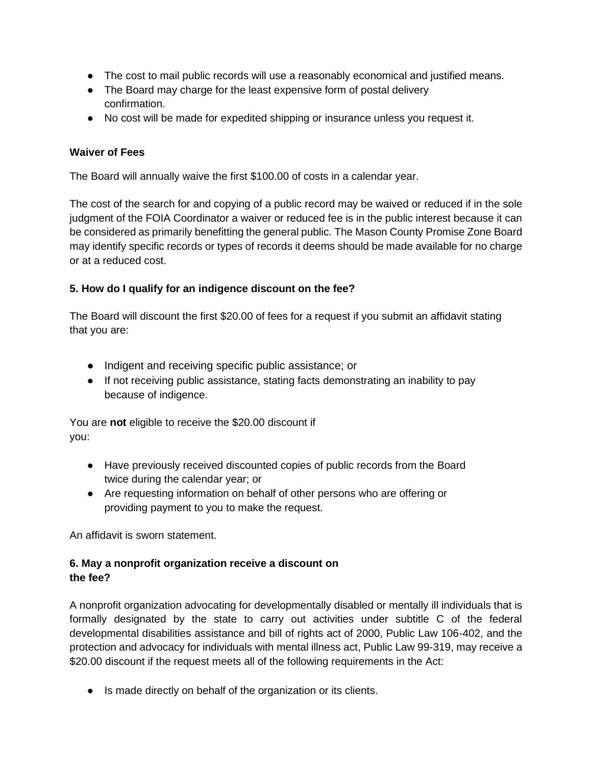- The cost to mail public records will use a reasonably economical and justified means.
- The Board may charge for the least expensive form of postal delivery confirmation.
- No cost will be made for expedited shipping or insurance unless you request it.

**Waiver of Fees**

The Board will annually waive the first $100.00 of costs in a calendar year.

The cost of the search for and copying of a public record may be waived or reduced if in the sole judgment of the FOIA Coordinator a waiver or reduced fee is in the public interest because it can be considered as primarily benefitting the general public. The Mason County Promise Zone Board may identify specific records or types of records it deems should be made available for no charge or at a reduced cost.

**5. How do I qualify for an indigence discount on the fee?**

The Board will discount the first $20.00 of fees for a request if you submit an affidavit stating that you are:

- Indigent and receiving specific public assistance; or
- If not receiving public assistance, stating facts demonstrating an inability to pay because of indigence.

You are **not** eligible to receive the $20.00 discount if you:

- Have previously received discounted copies of public records from the Board twice during the calendar year; or
- Are requesting information on behalf of other persons who are offering or providing payment to you to make the request.

An affidavit is sworn statement.

**6. May a nonprofit organization receive a discount on the fee?**

A nonprofit organization advocating for developmentally disabled or mentally ill individuals that is formally designated by the state to carry out activities under subtitle C of the federal developmental disabilities assistance and bill of rights act of 2000, Public Law 106-402, and the protection and advocacy for individuals with mental illness act, Public Law 99-319, may receive a $20.00 discount if the request meets all of the following requirements in the Act:

- Is made directly on behalf of the organization or its clients.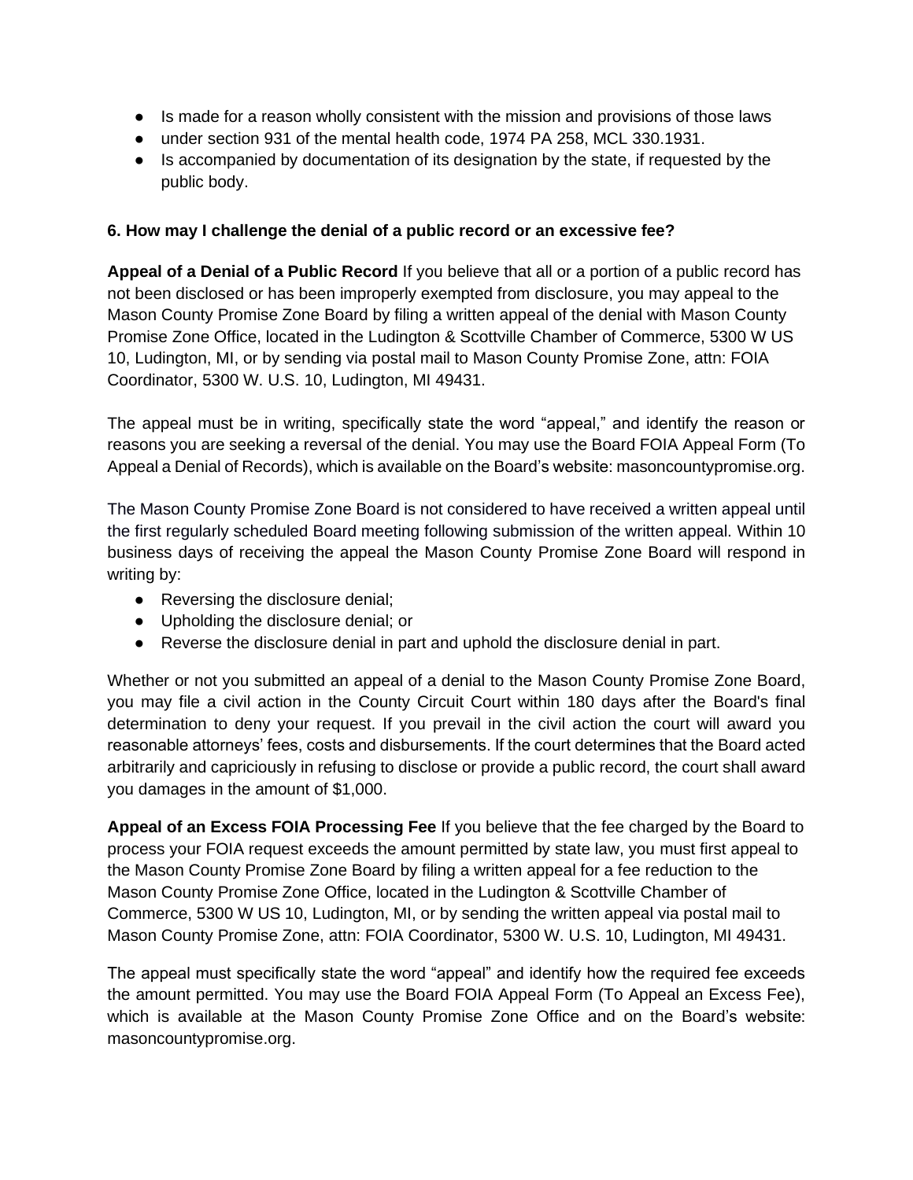- Is made for a reason wholly consistent with the mission and provisions of those laws
- under section 931 of the mental health code, 1974 PA 258, MCL 330.1931.
- Is accompanied by documentation of its designation by the state, if requested by the public body.

### 6. How may I challenge the denial of a public record or an excessive fee?

**Appeal of a Denial of a Public Record** If you believe that all or a portion of a public record has not been disclosed or has been improperly exempted from disclosure, you may appeal to the Mason County Promise Zone Board by filing a written appeal of the denial with Mason County Promise Zone Office, located in the Ludington & Scottville Chamber of Commerce, 5300 W US 10, Ludington, MI, or by sending via postal mail to Mason County Promise Zone, attn: FOIA Coordinator, 5300 W. U.S. 10, Ludington, MI 49431.

The appeal must be in writing, specifically state the word "appeal," and identify the reason or reasons you are seeking a reversal of the denial. You may use the Board FOIA Appeal Form (To Appeal a Denial of Records), which is available on the Board's website: masoncountypromise.org.

The Mason County Promise Zone Board is not considered to have received a written appeal until the first regularly scheduled Board meeting following submission of the written appeal. Within 10 business days of receiving the appeal the Mason County Promise Zone Board will respond in writing by:

- Reversing the disclosure denial;
- Upholding the disclosure denial; or
- Reverse the disclosure denial in part and uphold the disclosure denial in part.

Whether or not you submitted an appeal of a denial to the Mason County Promise Zone Board, you may file a civil action in the County Circuit Court within 180 days after the Board's final determination to deny your request. If you prevail in the civil action the court will award you reasonable attorneys' fees, costs and disbursements. If the court determines that the Board acted arbitrarily and capriciously in refusing to disclose or provide a public record, the court shall award you damages in the amount of $1,000.

**Appeal of an Excess FOIA Processing Fee** If you believe that the fee charged by the Board to process your FOIA request exceeds the amount permitted by state law, you must first appeal to the Mason County Promise Zone Board by filing a written appeal for a fee reduction to the Mason County Promise Zone Office, located in the Ludington & Scottville Chamber of Commerce, 5300 W US 10, Ludington, MI, or by sending the written appeal via postal mail to Mason County Promise Zone, attn: FOIA Coordinator, 5300 W. U.S. 10, Ludington, MI 49431.

The appeal must specifically state the word "appeal" and identify how the required fee exceeds the amount permitted. You may use the Board FOIA Appeal Form (To Appeal an Excess Fee), which is available at the Mason County Promise Zone Office and on the Board's website: masoncountypromise.org.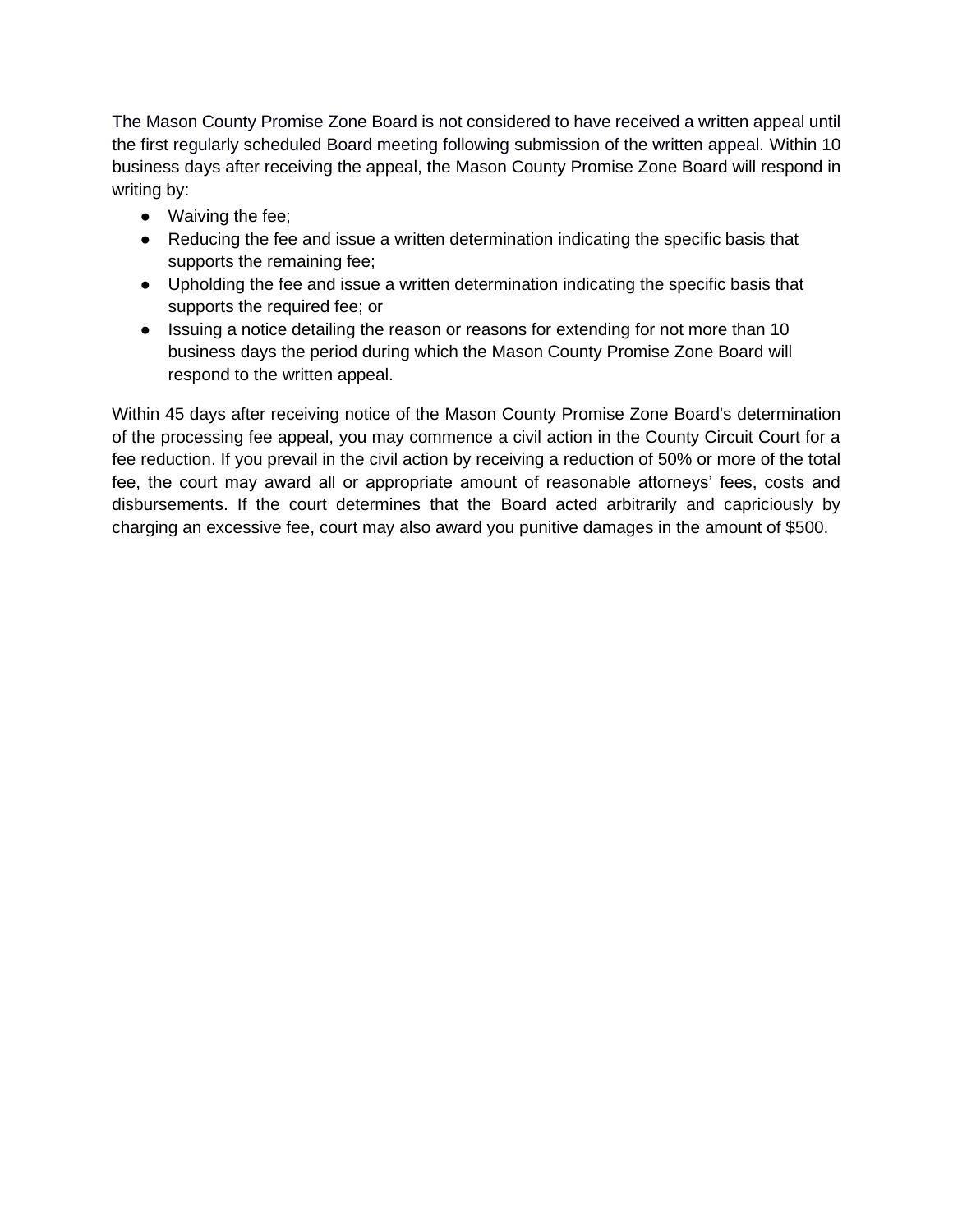The Mason County Promise Zone Board is not considered to have received a written appeal until the first regularly scheduled Board meeting following submission of the written appeal. Within 10 business days after receiving the appeal, the Mason County Promise Zone Board will respond in writing by:

- Waiving the fee;
- Reducing the fee and issue a written determination indicating the specific basis that supports the remaining fee;
- Upholding the fee and issue a written determination indicating the specific basis that supports the required fee; or
- Issuing a notice detailing the reason or reasons for extending for not more than 10 business days the period during which the Mason County Promise Zone Board will respond to the written appeal.

Within 45 days after receiving notice of the Mason County Promise Zone Board's determination of the processing fee appeal, you may commence a civil action in the County Circuit Court for a fee reduction. If you prevail in the civil action by receiving a reduction of 50% or more of the total fee, the court may award all or appropriate amount of reasonable attorneys' fees, costs and disbursements. If the court determines that the Board acted arbitrarily and capriciously by charging an excessive fee, court may also award you punitive damages in the amount of $500.